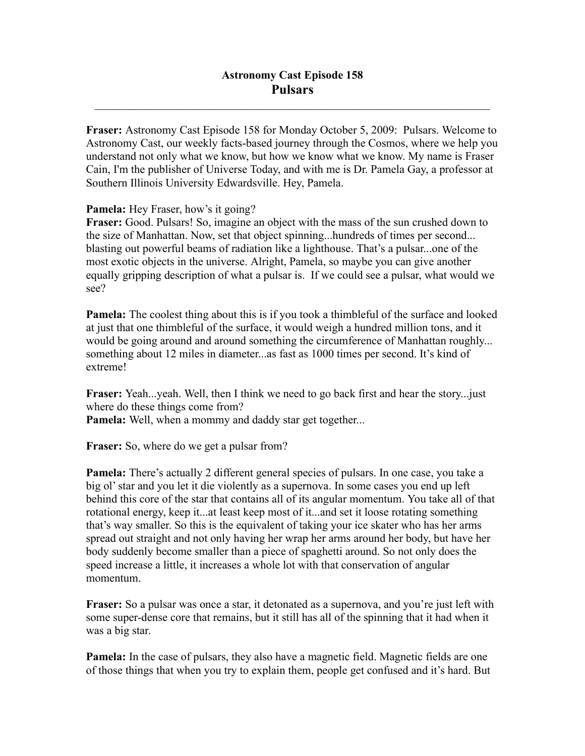# Astronomy Cast Episode 158
## Pulsars

---

**Fraser:** Astronomy Cast Episode 158 for Monday October 5, 2009: Pulsars. Welcome to Astronomy Cast, our weekly facts-based journey through the Cosmos, where we help you understand not only what we know, but how we know what we know. My name is Fraser Cain, I'm the publisher of Universe Today, and with me is Dr. Pamela Gay, a professor at Southern Illinois University Edwardsville. Hey, Pamela.

**Pamela:** Hey Fraser, how's it going?

**Fraser:** Good. Pulsars! So, imagine an object with the mass of the sun crushed down to the size of Manhattan. Now, set that object spinning...hundreds of times per second... blasting out powerful beams of radiation like a lighthouse. That's a pulsar...one of the most exotic objects in the universe. Alright, Pamela, so maybe you can give another equally gripping description of what a pulsar is. If we could see a pulsar, what would we see?

**Pamela:** The coolest thing about this is if you took a thimbleful of the surface and looked at just that one thimbleful of the surface, it would weigh a hundred million tons, and it would be going around and around something the circumference of Manhattan roughly... something about 12 miles in diameter...as fast as 1000 times per second. It's kind of extreme!

**Fraser:** Yeah...yeah. Well, then I think we need to go back first and hear the story...just where do these things come from?

**Pamela:** Well, when a mommy and daddy star get together...

**Fraser:** So, where do we get a pulsar from?

**Pamela:** There's actually 2 different general species of pulsars. In one case, you take a big ol' star and you let it die violently as a supernova. In some cases you end up left behind this core of the star that contains all of its angular momentum. You take all of that rotational energy, keep it...at least keep most of it...and set it loose rotating something that's way smaller. So this is the equivalent of taking your ice skater who has her arms spread out straight and not only having her wrap her arms around her body, but have her body suddenly become smaller than a piece of spaghetti around. So not only does the speed increase a little, it increases a whole lot with that conservation of angular momentum.

**Fraser:** So a pulsar was once a star, it detonated as a supernova, and you're just left with some super-dense core that remains, but it still has all of the spinning that it had when it was a big star.

**Pamela:** In the case of pulsars, they also have a magnetic field. Magnetic fields are one of those things that when you try to explain them, people get confused and it's hard. But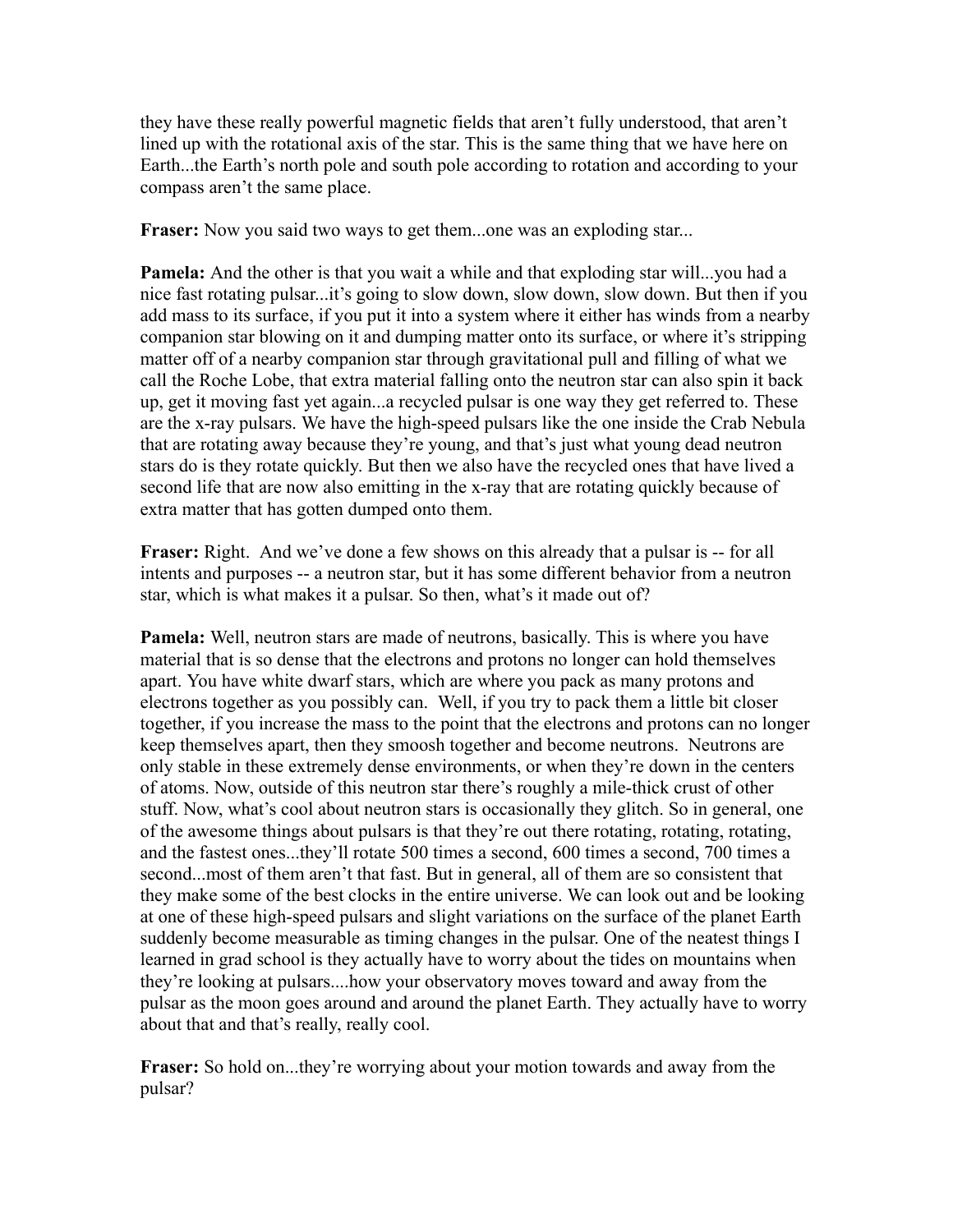they have these really powerful magnetic fields that aren't fully understood, that aren't lined up with the rotational axis of the star. This is the same thing that we have here on Earth...the Earth's north pole and south pole according to rotation and according to your compass aren't the same place.

**Fraser:** Now you said two ways to get them...one was an exploding star...

**Pamela:** And the other is that you wait a while and that exploding star will...you had a nice fast rotating pulsar...it's going to slow down, slow down, slow down. But then if you add mass to its surface, if you put it into a system where it either has winds from a nearby companion star blowing on it and dumping matter onto its surface, or where it's stripping matter off of a nearby companion star through gravitational pull and filling of what we call the Roche Lobe, that extra material falling onto the neutron star can also spin it back up, get it moving fast yet again...a recycled pulsar is one way they get referred to. These are the x-ray pulsars. We have the high-speed pulsars like the one inside the Crab Nebula that are rotating away because they're young, and that's just what young dead neutron stars do is they rotate quickly. But then we also have the recycled ones that have lived a second life that are now also emitting in the x-ray that are rotating quickly because of extra matter that has gotten dumped onto them.

**Fraser:** Right. And we've done a few shows on this already that a pulsar is -- for all intents and purposes -- a neutron star, but it has some different behavior from a neutron star, which is what makes it a pulsar. So then, what's it made out of?

**Pamela:** Well, neutron stars are made of neutrons, basically. This is where you have material that is so dense that the electrons and protons no longer can hold themselves apart. You have white dwarf stars, which are where you pack as many protons and electrons together as you possibly can. Well, if you try to pack them a little bit closer together, if you increase the mass to the point that the electrons and protons can no longer keep themselves apart, then they smoosh together and become neutrons. Neutrons are only stable in these extremely dense environments, or when they're down in the centers of atoms. Now, outside of this neutron star there's roughly a mile-thick crust of other stuff. Now, what's cool about neutron stars is occasionally they glitch. So in general, one of the awesome things about pulsars is that they're out there rotating, rotating, rotating, and the fastest ones...they'll rotate 500 times a second, 600 times a second, 700 times a second...most of them aren't that fast. But in general, all of them are so consistent that they make some of the best clocks in the entire universe. We can look out and be looking at one of these high-speed pulsars and slight variations on the surface of the planet Earth suddenly become measurable as timing changes in the pulsar. One of the neatest things I learned in grad school is they actually have to worry about the tides on mountains when they're looking at pulsars....how your observatory moves toward and away from the pulsar as the moon goes around and around the planet Earth. They actually have to worry about that and that's really, really cool.

**Fraser:** So hold on...they're worrying about your motion towards and away from the pulsar?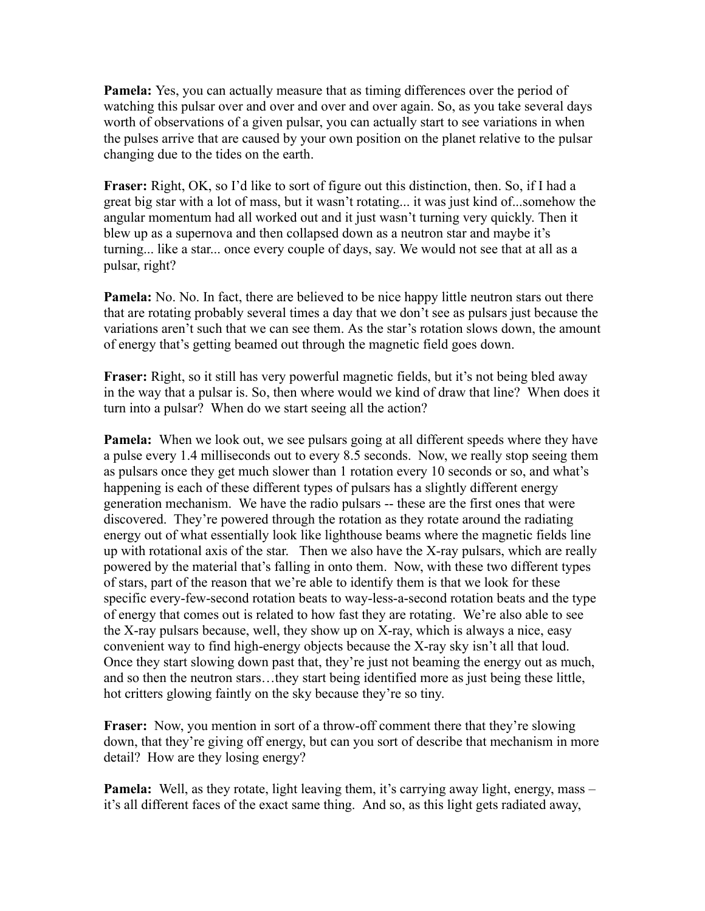**Pamela:** Yes, you can actually measure that as timing differences over the period of watching this pulsar over and over and over and over again. So, as you take several days worth of observations of a given pulsar, you can actually start to see variations in when the pulses arrive that are caused by your own position on the planet relative to the pulsar changing due to the tides on the earth.

**Fraser:** Right, OK, so I'd like to sort of figure out this distinction, then. So, if I had a great big star with a lot of mass, but it wasn't rotating... it was just kind of...somehow the angular momentum had all worked out and it just wasn't turning very quickly. Then it blew up as a supernova and then collapsed down as a neutron star and maybe it's turning... like a star... once every couple of days, say. We would not see that at all as a pulsar, right?

**Pamela:** No. No. In fact, there are believed to be nice happy little neutron stars out there that are rotating probably several times a day that we don't see as pulsars just because the variations aren't such that we can see them. As the star's rotation slows down, the amount of energy that's getting beamed out through the magnetic field goes down.

**Fraser:** Right, so it still has very powerful magnetic fields, but it's not being bled away in the way that a pulsar is. So, then where would we kind of draw that line? When does it turn into a pulsar? When do we start seeing all the action?

**Pamela:** When we look out, we see pulsars going at all different speeds where they have a pulse every 1.4 milliseconds out to every 8.5 seconds. Now, we really stop seeing them as pulsars once they get much slower than 1 rotation every 10 seconds or so, and what's happening is each of these different types of pulsars has a slightly different energy generation mechanism. We have the radio pulsars -- these are the first ones that were discovered. They're powered through the rotation as they rotate around the radiating energy out of what essentially look like lighthouse beams where the magnetic fields line up with rotational axis of the star. Then we also have the X-ray pulsars, which are really powered by the material that's falling in onto them. Now, with these two different types of stars, part of the reason that we're able to identify them is that we look for these specific every-few-second rotation beats to way-less-a-second rotation beats and the type of energy that comes out is related to how fast they are rotating. We're also able to see the X-ray pulsars because, well, they show up on X-ray, which is always a nice, easy convenient way to find high-energy objects because the X-ray sky isn't all that loud. Once they start slowing down past that, they're just not beaming the energy out as much, and so then the neutron stars…they start being identified more as just being these little, hot critters glowing faintly on the sky because they're so tiny.

**Fraser:** Now, you mention in sort of a throw-off comment there that they're slowing down, that they're giving off energy, but can you sort of describe that mechanism in more detail? How are they losing energy?

**Pamela:** Well, as they rotate, light leaving them, it's carrying away light, energy, mass – it's all different faces of the exact same thing. And so, as this light gets radiated away,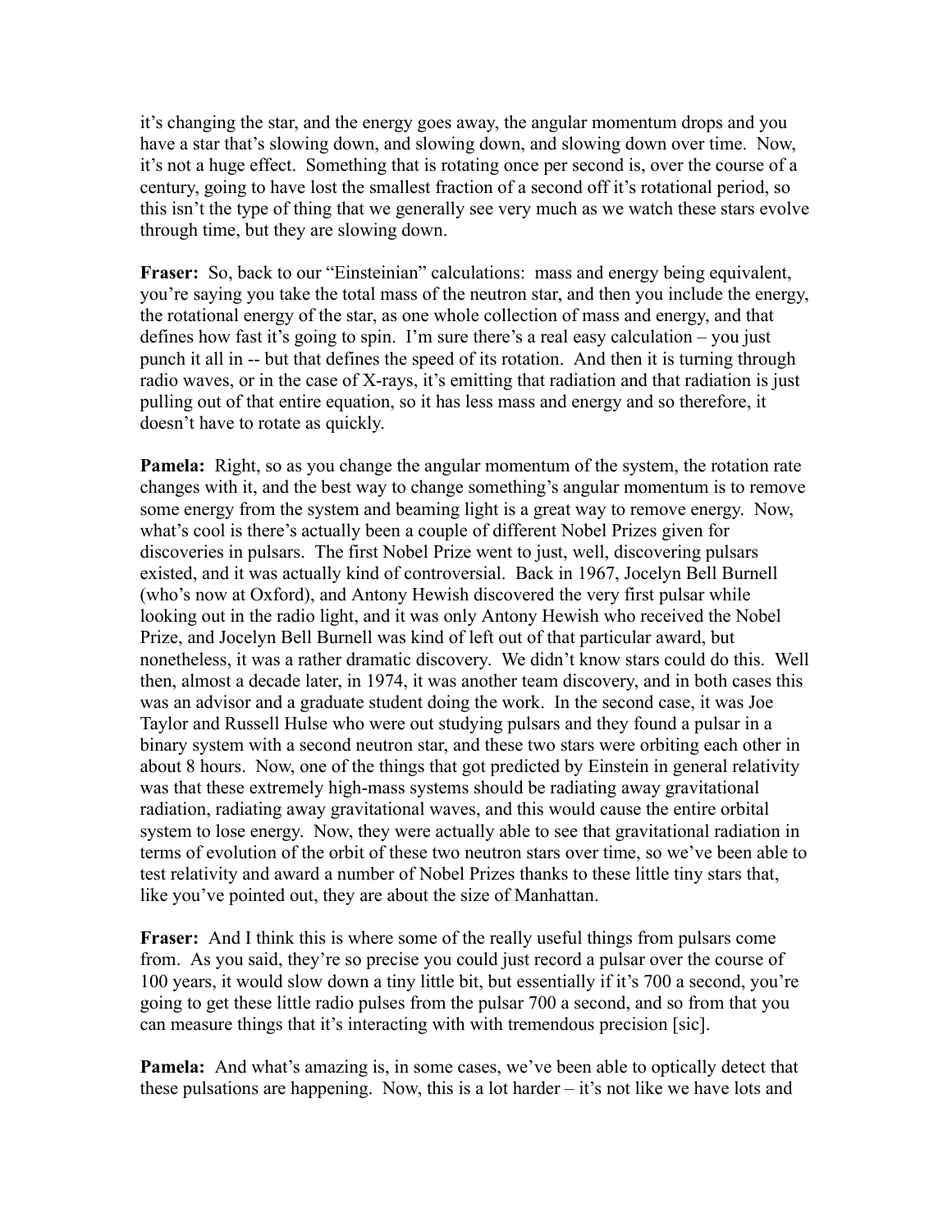it's changing the star, and the energy goes away, the angular momentum drops and you have a star that's slowing down, and slowing down, and slowing down over time. Now, it's not a huge effect. Something that is rotating once per second is, over the course of a century, going to have lost the smallest fraction of a second off it's rotational period, so this isn't the type of thing that we generally see very much as we watch these stars evolve through time, but they are slowing down.

**Fraser:** So, back to our "Einsteinian" calculations: mass and energy being equivalent, you're saying you take the total mass of the neutron star, and then you include the energy, the rotational energy of the star, as one whole collection of mass and energy, and that defines how fast it's going to spin. I'm sure there's a real easy calculation – you just punch it all in -- but that defines the speed of its rotation. And then it is turning through radio waves, or in the case of X-rays, it's emitting that radiation and that radiation is just pulling out of that entire equation, so it has less mass and energy and so therefore, it doesn't have to rotate as quickly.

**Pamela:** Right, so as you change the angular momentum of the system, the rotation rate changes with it, and the best way to change something's angular momentum is to remove some energy from the system and beaming light is a great way to remove energy. Now, what's cool is there's actually been a couple of different Nobel Prizes given for discoveries in pulsars. The first Nobel Prize went to just, well, discovering pulsars existed, and it was actually kind of controversial. Back in 1967, Jocelyn Bell Burnell (who's now at Oxford), and Antony Hewish discovered the very first pulsar while looking out in the radio light, and it was only Antony Hewish who received the Nobel Prize, and Jocelyn Bell Burnell was kind of left out of that particular award, but nonetheless, it was a rather dramatic discovery. We didn't know stars could do this. Well then, almost a decade later, in 1974, it was another team discovery, and in both cases this was an advisor and a graduate student doing the work. In the second case, it was Joe Taylor and Russell Hulse who were out studying pulsars and they found a pulsar in a binary system with a second neutron star, and these two stars were orbiting each other in about 8 hours. Now, one of the things that got predicted by Einstein in general relativity was that these extremely high-mass systems should be radiating away gravitational radiation, radiating away gravitational waves, and this would cause the entire orbital system to lose energy. Now, they were actually able to see that gravitational radiation in terms of evolution of the orbit of these two neutron stars over time, so we've been able to test relativity and award a number of Nobel Prizes thanks to these little tiny stars that, like you've pointed out, they are about the size of Manhattan.

**Fraser:** And I think this is where some of the really useful things from pulsars come from. As you said, they're so precise you could just record a pulsar over the course of 100 years, it would slow down a tiny little bit, but essentially if it's 700 a second, you're going to get these little radio pulses from the pulsar 700 a second, and so from that you can measure things that it's interacting with with tremendous precision [sic].

**Pamela:** And what's amazing is, in some cases, we've been able to optically detect that these pulsations are happening. Now, this is a lot harder – it's not like we have lots and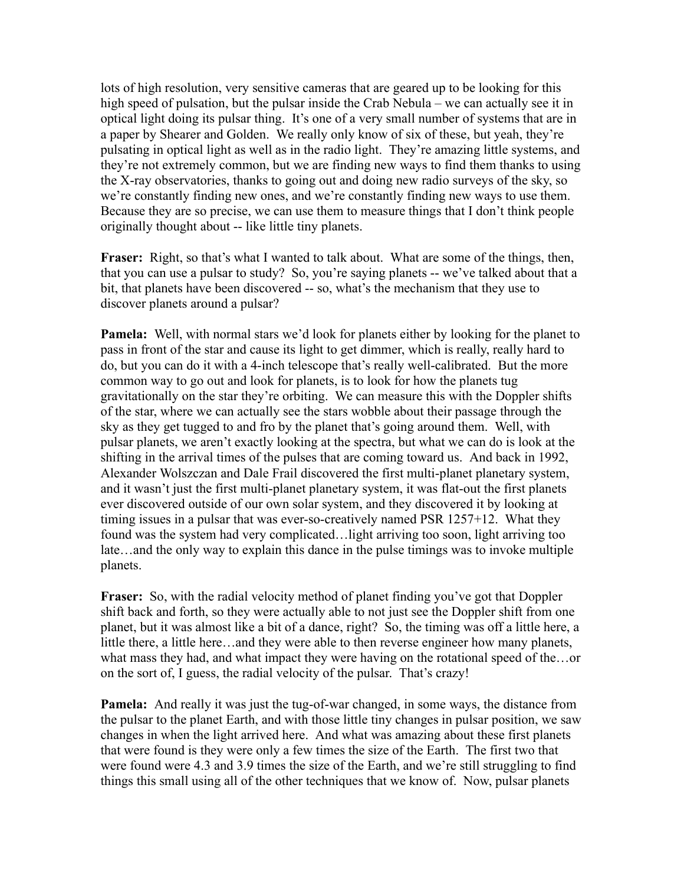lots of high resolution, very sensitive cameras that are geared up to be looking for this high speed of pulsation, but the pulsar inside the Crab Nebula – we can actually see it in optical light doing its pulsar thing. It's one of a very small number of systems that are in a paper by Shearer and Golden. We really only know of six of these, but yeah, they're pulsating in optical light as well as in the radio light. They're amazing little systems, and they're not extremely common, but we are finding new ways to find them thanks to using the X-ray observatories, thanks to going out and doing new radio surveys of the sky, so we're constantly finding new ones, and we're constantly finding new ways to use them. Because they are so precise, we can use them to measure things that I don't think people originally thought about -- like little tiny planets.

**Fraser:** Right, so that's what I wanted to talk about. What are some of the things, then, that you can use a pulsar to study? So, you're saying planets -- we've talked about that a bit, that planets have been discovered -- so, what's the mechanism that they use to discover planets around a pulsar?

**Pamela:** Well, with normal stars we'd look for planets either by looking for the planet to pass in front of the star and cause its light to get dimmer, which is really, really hard to do, but you can do it with a 4-inch telescope that's really well-calibrated. But the more common way to go out and look for planets, is to look for how the planets tug gravitationally on the star they're orbiting. We can measure this with the Doppler shifts of the star, where we can actually see the stars wobble about their passage through the sky as they get tugged to and fro by the planet that's going around them. Well, with pulsar planets, we aren't exactly looking at the spectra, but what we can do is look at the shifting in the arrival times of the pulses that are coming toward us. And back in 1992, Alexander Wolszczan and Dale Frail discovered the first multi-planet planetary system, and it wasn't just the first multi-planet planetary system, it was flat-out the first planets ever discovered outside of our own solar system, and they discovered it by looking at timing issues in a pulsar that was ever-so-creatively named PSR 1257+12. What they found was the system had very complicated…light arriving too soon, light arriving too late…and the only way to explain this dance in the pulse timings was to invoke multiple planets.

**Fraser:** So, with the radial velocity method of planet finding you've got that Doppler shift back and forth, so they were actually able to not just see the Doppler shift from one planet, but it was almost like a bit of a dance, right? So, the timing was off a little here, a little there, a little here…and they were able to then reverse engineer how many planets, what mass they had, and what impact they were having on the rotational speed of the…or on the sort of, I guess, the radial velocity of the pulsar. That's crazy!

**Pamela:** And really it was just the tug-of-war changed, in some ways, the distance from the pulsar to the planet Earth, and with those little tiny changes in pulsar position, we saw changes in when the light arrived here. And what was amazing about these first planets that were found is they were only a few times the size of the Earth. The first two that were found were 4.3 and 3.9 times the size of the Earth, and we're still struggling to find things this small using all of the other techniques that we know of. Now, pulsar planets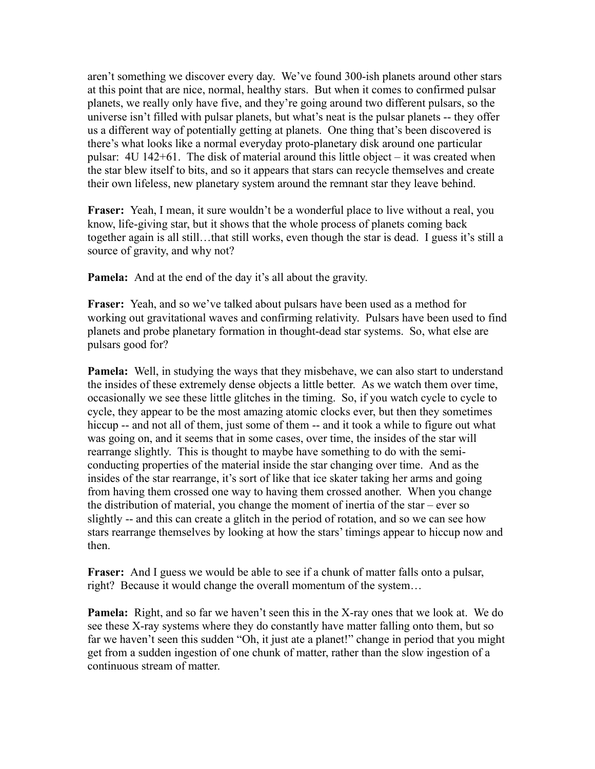aren't something we discover every day. We've found 300-ish planets around other stars at this point that are nice, normal, healthy stars. But when it comes to confirmed pulsar planets, we really only have five, and they're going around two different pulsars, so the universe isn't filled with pulsar planets, but what's neat is the pulsar planets -- they offer us a different way of potentially getting at planets. One thing that's been discovered is there's what looks like a normal everyday proto-planetary disk around one particular pulsar: 4U 142+61. The disk of material around this little object – it was created when the star blew itself to bits, and so it appears that stars can recycle themselves and create their own lifeless, new planetary system around the remnant star they leave behind.

**Fraser:** Yeah, I mean, it sure wouldn't be a wonderful place to live without a real, you know, life-giving star, but it shows that the whole process of planets coming back together again is all still…that still works, even though the star is dead. I guess it's still a source of gravity, and why not?

**Pamela:** And at the end of the day it's all about the gravity.

**Fraser:** Yeah, and so we've talked about pulsars have been used as a method for working out gravitational waves and confirming relativity. Pulsars have been used to find planets and probe planetary formation in thought-dead star systems. So, what else are pulsars good for?

**Pamela:** Well, in studying the ways that they misbehave, we can also start to understand the insides of these extremely dense objects a little better. As we watch them over time, occasionally we see these little glitches in the timing. So, if you watch cycle to cycle to cycle, they appear to be the most amazing atomic clocks ever, but then they sometimes hiccup -- and not all of them, just some of them -- and it took a while to figure out what was going on, and it seems that in some cases, over time, the insides of the star will rearrange slightly. This is thought to maybe have something to do with the semi-conducting properties of the material inside the star changing over time. And as the insides of the star rearrange, it's sort of like that ice skater taking her arms and going from having them crossed one way to having them crossed another. When you change the distribution of material, you change the moment of inertia of the star – ever so slightly -- and this can create a glitch in the period of rotation, and so we can see how stars rearrange themselves by looking at how the stars' timings appear to hiccup now and then.

**Fraser:** And I guess we would be able to see if a chunk of matter falls onto a pulsar, right? Because it would change the overall momentum of the system…

**Pamela:** Right, and so far we haven't seen this in the X-ray ones that we look at. We do see these X-ray systems where they do constantly have matter falling onto them, but so far we haven't seen this sudden "Oh, it just ate a planet!" change in period that you might get from a sudden ingestion of one chunk of matter, rather than the slow ingestion of a continuous stream of matter.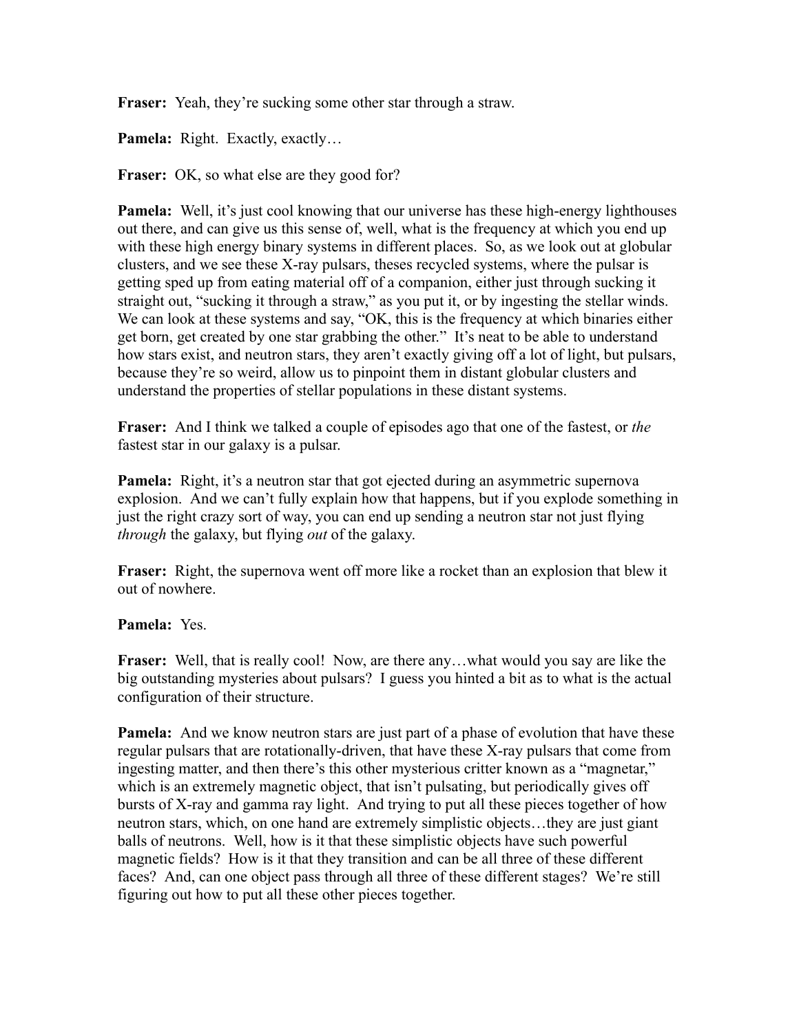**Fraser:** Yeah, they're sucking some other star through a straw.

**Pamela:** Right. Exactly, exactly…

**Fraser:** OK, so what else are they good for?

**Pamela:** Well, it's just cool knowing that our universe has these high-energy lighthouses out there, and can give us this sense of, well, what is the frequency at which you end up with these high energy binary systems in different places. So, as we look out at globular clusters, and we see these X-ray pulsars, theses recycled systems, where the pulsar is getting sped up from eating material off of a companion, either just through sucking it straight out, "sucking it through a straw," as you put it, or by ingesting the stellar winds. We can look at these systems and say, "OK, this is the frequency at which binaries either get born, get created by one star grabbing the other." It's neat to be able to understand how stars exist, and neutron stars, they aren't exactly giving off a lot of light, but pulsars, because they're so weird, allow us to pinpoint them in distant globular clusters and understand the properties of stellar populations in these distant systems.

**Fraser:** And I think we talked a couple of episodes ago that one of the fastest, or *the* fastest star in our galaxy is a pulsar.

**Pamela:** Right, it's a neutron star that got ejected during an asymmetric supernova explosion. And we can't fully explain how that happens, but if you explode something in just the right crazy sort of way, you can end up sending a neutron star not just flying *through* the galaxy, but flying *out* of the galaxy.

**Fraser:** Right, the supernova went off more like a rocket than an explosion that blew it out of nowhere.

**Pamela:** Yes.

**Fraser:** Well, that is really cool! Now, are there any…what would you say are like the big outstanding mysteries about pulsars? I guess you hinted a bit as to what is the actual configuration of their structure.

**Pamela:** And we know neutron stars are just part of a phase of evolution that have these regular pulsars that are rotationally-driven, that have these X-ray pulsars that come from ingesting matter, and then there's this other mysterious critter known as a "magnetar," which is an extremely magnetic object, that isn't pulsating, but periodically gives off bursts of X-ray and gamma ray light. And trying to put all these pieces together of how neutron stars, which, on one hand are extremely simplistic objects…they are just giant balls of neutrons. Well, how is it that these simplistic objects have such powerful magnetic fields? How is it that they transition and can be all three of these different faces? And, can one object pass through all three of these different stages? We're still figuring out how to put all these other pieces together.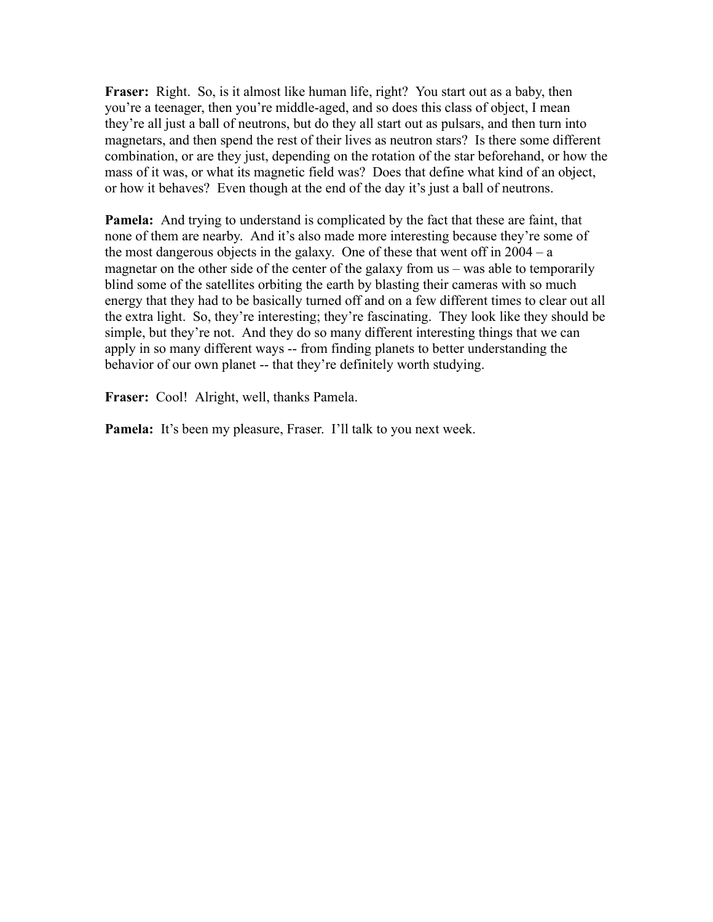**Fraser:** Right. So, is it almost like human life, right? You start out as a baby, then you're a teenager, then you're middle-aged, and so does this class of object, I mean they're all just a ball of neutrons, but do they all start out as pulsars, and then turn into magnetars, and then spend the rest of their lives as neutron stars? Is there some different combination, or are they just, depending on the rotation of the star beforehand, or how the mass of it was, or what its magnetic field was? Does that define what kind of an object, or how it behaves? Even though at the end of the day it's just a ball of neutrons.

**Pamela:** And trying to understand is complicated by the fact that these are faint, that none of them are nearby. And it's also made more interesting because they're some of the most dangerous objects in the galaxy. One of these that went off in 2004 – a magnetar on the other side of the center of the galaxy from us – was able to temporarily blind some of the satellites orbiting the earth by blasting their cameras with so much energy that they had to be basically turned off and on a few different times to clear out all the extra light. So, they're interesting; they're fascinating. They look like they should be simple, but they're not. And they do so many different interesting things that we can apply in so many different ways -- from finding planets to better understanding the behavior of our own planet -- that they're definitely worth studying.

**Fraser:** Cool! Alright, well, thanks Pamela.

**Pamela:** It's been my pleasure, Fraser. I'll talk to you next week.